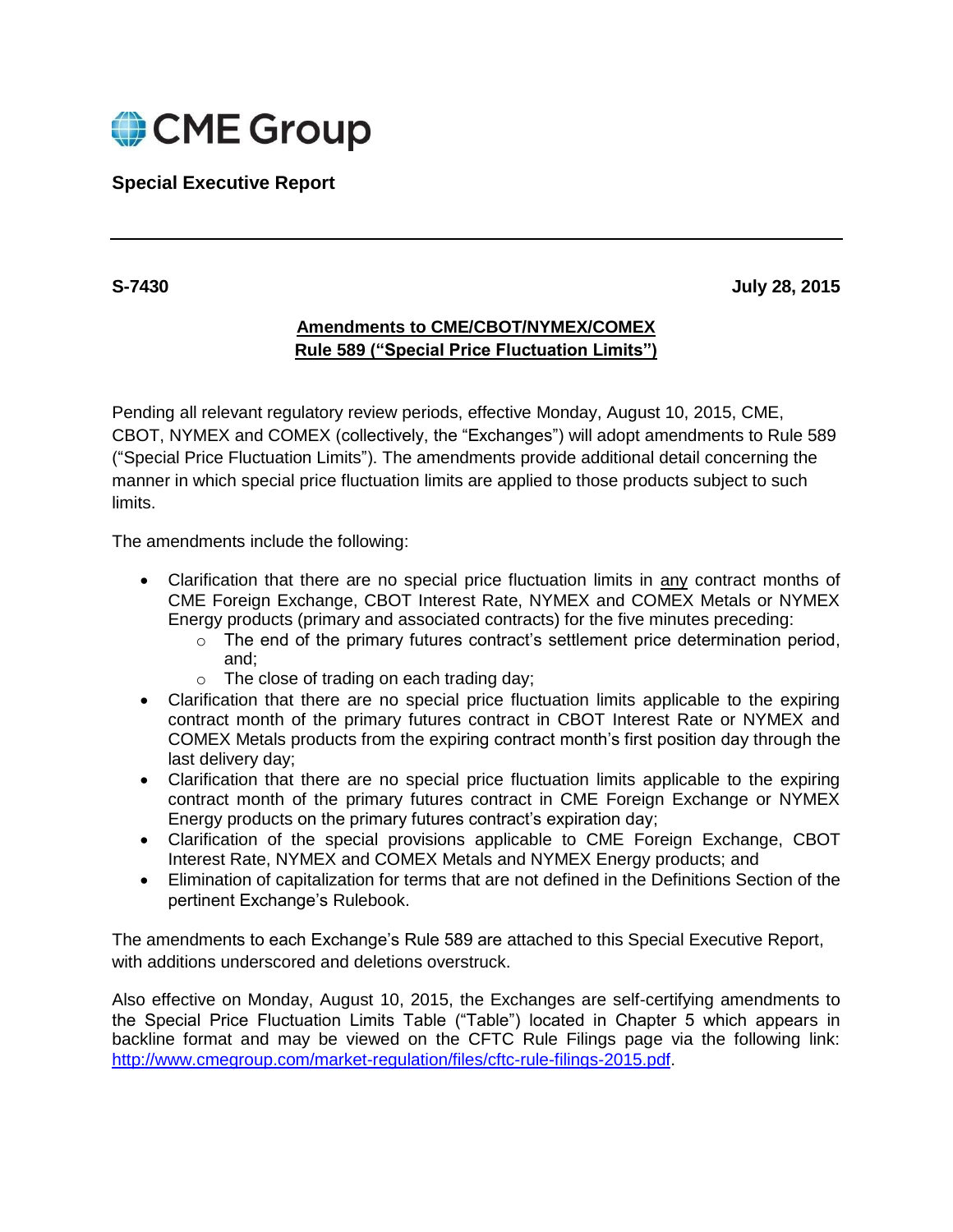CME Group

**Special Executive Report**

---

**S-7430** **July 28, 2015**

## Amendments to CME/CBOT/NYMEX/COMEX Rule 589 ("Special Price Fluctuation Limits")

Pending all relevant regulatory review periods, effective Monday, August 10, 2015, CME, CBOT, NYMEX and COMEX (collectively, the "Exchanges") will adopt amendments to Rule 589 ("Special Price Fluctuation Limits"). The amendments provide additional detail concerning the manner in which special price fluctuation limits are applied to those products subject to such limits.

The amendments include the following:

- Clarification that there are no special price fluctuation limits in any contract months of CME Foreign Exchange, CBOT Interest Rate, NYMEX and COMEX Metals or NYMEX Energy products (primary and associated contracts) for the five minutes preceding:
  - The end of the primary futures contract's settlement price determination period, and;
  - The close of trading on each trading day;
- Clarification that there are no special price fluctuation limits applicable to the expiring contract month of the primary futures contract in CBOT Interest Rate or NYMEX and COMEX Metals products from the expiring contract month's first position day through the last delivery day;
- Clarification that there are no special price fluctuation limits applicable to the expiring contract month of the primary futures contract in CME Foreign Exchange or NYMEX Energy products on the primary futures contract's expiration day;
- Clarification of the special provisions applicable to CME Foreign Exchange, CBOT Interest Rate, NYMEX and COMEX Metals and NYMEX Energy products; and
- Elimination of capitalization for terms that are not defined in the Definitions Section of the pertinent Exchange's Rulebook.

The amendments to each Exchange's Rule 589 are attached to this Special Executive Report, with additions underscored and deletions overstruck.

Also effective on Monday, August 10, 2015, the Exchanges are self-certifying amendments to the Special Price Fluctuation Limits Table ("Table") located in Chapter 5 which appears in backline format and may be viewed on the CFTC Rule Filings page via the following link: http://www.cmegroup.com/market-regulation/files/cftc-rule-filings-2015.pdf.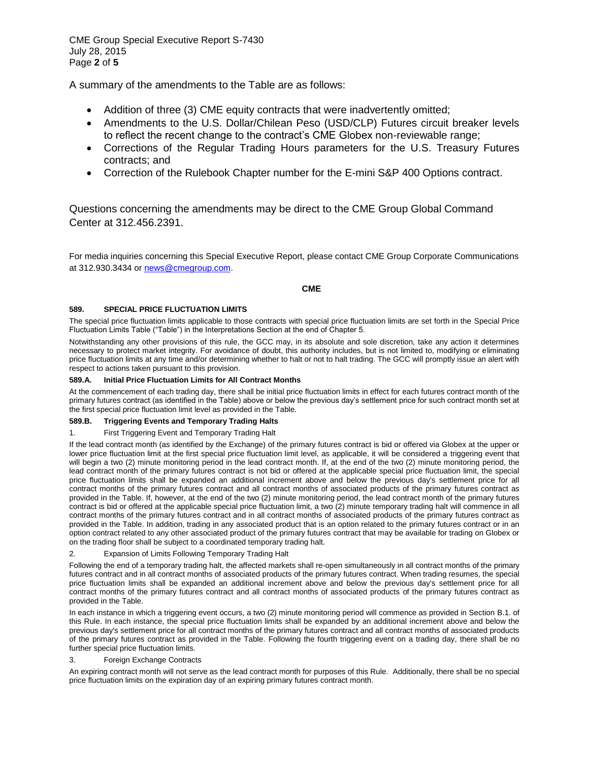A summary of the amendments to the Table are as follows:

- Addition of three (3) CME equity contracts that were inadvertently omitted;
- Amendments to the U.S. Dollar/Chilean Peso (USD/CLP) Futures circuit breaker levels to reflect the recent change to the contract's CME Globex non-reviewable range;
- Corrections of the Regular Trading Hours parameters for the U.S. Treasury Futures contracts; and
- Correction of the Rulebook Chapter number for the E-mini S&P 400 Options contract.

Questions concerning the amendments may be direct to the CME Group Global Command Center at 312.456.2391.

For media inquiries concerning this Special Executive Report, please contact CME Group Corporate Communications at 312.930.3434 or news@cmegroup.com.

**CME**

### 589. SPECIAL PRICE FLUCTUATION LIMITS

The special price fluctuation limits applicable to those contracts with special price fluctuation limits are set forth in the Special Price Fluctuation Limits Table ("Table") in the Interpretations Section at the end of Chapter 5.

Notwithstanding any other provisions of this rule, the GCC may, in its absolute and sole discretion, take any action it determines necessary to protect market integrity. For avoidance of doubt, this authority includes, but is not limited to, modifying or eliminating price fluctuation limits at any time and/or determining whether to halt or not to halt trading. The GCC will promptly issue an alert with respect to actions taken pursuant to this provision.

#### 589.A. Initial Price Fluctuation Limits for All Contract Months

At the commencement of each trading day, there shall be initial price fluctuation limits in effect for each futures contract month of the primary futures contract (as identified in the Table) above or below the previous day's settlement price for such contract month set at the first special price fluctuation limit level as provided in the Table.

#### 589.B. Triggering Events and Temporary Trading Halts

1. First Triggering Event and Temporary Trading Halt

If the lead contract month (as identified by the Exchange) of the primary futures contract is bid or offered via Globex at the upper or lower price fluctuation limit at the first special price fluctuation limit level, as applicable, it will be considered a triggering event that will begin a two (2) minute monitoring period in the lead contract month. If, at the end of the two (2) minute monitoring period, the lead contract month of the primary futures contract is not bid or offered at the applicable special price fluctuation limit, the special price fluctuation limits shall be expanded an additional increment above and below the previous day's settlement price for all contract months of the primary futures contract and all contract months of associated products of the primary futures contract as provided in the Table. If, however, at the end of the two (2) minute monitoring period, the lead contract month of the primary futures contract is bid or offered at the applicable special price fluctuation limit, a two (2) minute temporary trading halt will commence in all contract months of the primary futures contract and in all contract months of associated products of the primary futures contract as provided in the Table. In addition, trading in any associated product that is an option related to the primary futures contract or in an option contract related to any other associated product of the primary futures contract that may be available for trading on Globex or on the trading floor shall be subject to a coordinated temporary trading halt.

2. Expansion of Limits Following Temporary Trading Halt

Following the end of a temporary trading halt, the affected markets shall re-open simultaneously in all contract months of the primary futures contract and in all contract months of associated products of the primary futures contract. When trading resumes, the special price fluctuation limits shall be expanded an additional increment above and below the previous day's settlement price for all contract months of the primary futures contract and all contract months of associated products of the primary futures contract as provided in the Table.

In each instance in which a triggering event occurs, a two (2) minute monitoring period will commence as provided in Section B.1. of this Rule. In each instance, the special price fluctuation limits shall be expanded by an additional increment above and below the previous day's settlement price for all contract months of the primary futures contract and all contract months of associated products of the primary futures contract as provided in the Table. Following the fourth triggering event on a trading day, there shall be no further special price fluctuation limits.

3. Foreign Exchange Contracts

An expiring contract month will not serve as the lead contract month for purposes of this Rule. Additionally, there shall be no special price fluctuation limits on the expiration day of an expiring primary futures contract month.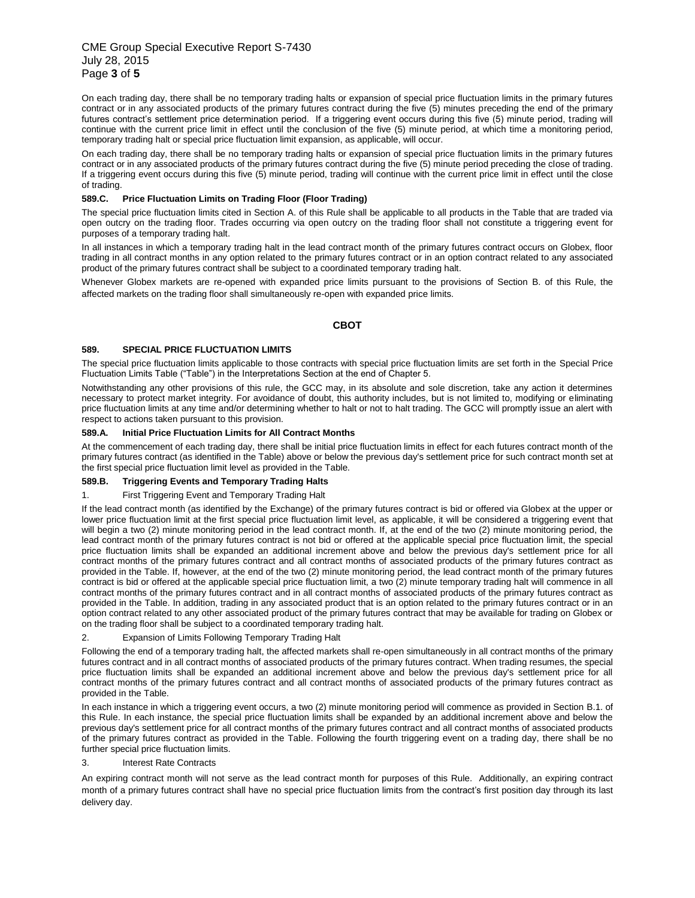On each trading day, there shall be no temporary trading halts or expansion of special price fluctuation limits in the primary futures contract or in any associated products of the primary futures contract during the five (5) minutes preceding the end of the primary futures contract's settlement price determination period. If a triggering event occurs during this five (5) minute period, trading will continue with the current price limit in effect until the conclusion of the five (5) minute period, at which time a monitoring period, temporary trading halt or special price fluctuation limit expansion, as applicable, will occur.

On each trading day, there shall be no temporary trading halts or expansion of special price fluctuation limits in the primary futures contract or in any associated products of the primary futures contract during the five (5) minute period preceding the close of trading. If a triggering event occurs during this five (5) minute period, trading will continue with the current price limit in effect until the close of trading.

**589.C. Price Fluctuation Limits on Trading Floor (Floor Trading)**

The special price fluctuation limits cited in Section A. of this Rule shall be applicable to all products in the Table that are traded via open outcry on the trading floor. Trades occurring via open outcry on the trading floor shall not constitute a triggering event for purposes of a temporary trading halt.

In all instances in which a temporary trading halt in the lead contract month of the primary futures contract occurs on Globex, floor trading in all contract months in any option related to the primary futures contract or in an option contract related to any associated product of the primary futures contract shall be subject to a coordinated temporary trading halt.

Whenever Globex markets are re-opened with expanded price limits pursuant to the provisions of Section B. of this Rule, the affected markets on the trading floor shall simultaneously re-open with expanded price limits.

## CBOT

**589. SPECIAL PRICE FLUCTUATION LIMITS**

The special price fluctuation limits applicable to those contracts with special price fluctuation limits are set forth in the Special Price Fluctuation Limits Table ("Table") in the Interpretations Section at the end of Chapter 5.

Notwithstanding any other provisions of this rule, the GCC may, in its absolute and sole discretion, take any action it determines necessary to protect market integrity. For avoidance of doubt, this authority includes, but is not limited to, modifying or eliminating price fluctuation limits at any time and/or determining whether to halt or not to halt trading. The GCC will promptly issue an alert with respect to actions taken pursuant to this provision.

**589.A. Initial Price Fluctuation Limits for All Contract Months**

At the commencement of each trading day, there shall be initial price fluctuation limits in effect for each futures contract month of the primary futures contract (as identified in the Table) above or below the previous day's settlement price for such contract month set at the first special price fluctuation limit level as provided in the Table.

**589.B. Triggering Events and Temporary Trading Halts**

1. First Triggering Event and Temporary Trading Halt

If the lead contract month (as identified by the Exchange) of the primary futures contract is bid or offered via Globex at the upper or lower price fluctuation limit at the first special price fluctuation limit level, as applicable, it will be considered a triggering event that will begin a two (2) minute monitoring period in the lead contract month. If, at the end of the two (2) minute monitoring period, the lead contract month of the primary futures contract is not bid or offered at the applicable special price fluctuation limit, the special price fluctuation limits shall be expanded an additional increment above and below the previous day's settlement price for all contract months of the primary futures contract and all contract months of associated products of the primary futures contract as provided in the Table. If, however, at the end of the two (2) minute monitoring period, the lead contract month of the primary futures contract is bid or offered at the applicable special price fluctuation limit, a two (2) minute temporary trading halt will commence in all contract months of the primary futures contract and in all contract months of associated products of the primary futures contract as provided in the Table. In addition, trading in any associated product that is an option related to the primary futures contract or in an option contract related to any other associated product of the primary futures contract that may be available for trading on Globex or on the trading floor shall be subject to a coordinated temporary trading halt.

2. Expansion of Limits Following Temporary Trading Halt

Following the end of a temporary trading halt, the affected markets shall re-open simultaneously in all contract months of the primary futures contract and in all contract months of associated products of the primary futures contract. When trading resumes, the special price fluctuation limits shall be expanded an additional increment above and below the previous day's settlement price for all contract months of the primary futures contract and all contract months of associated products of the primary futures contract as provided in the Table.

In each instance in which a triggering event occurs, a two (2) minute monitoring period will commence as provided in Section B.1. of this Rule. In each instance, the special price fluctuation limits shall be expanded by an additional increment above and below the previous day's settlement price for all contract months of the primary futures contract and all contract months of associated products of the primary futures contract as provided in the Table. Following the fourth triggering event on a trading day, there shall be no further special price fluctuation limits.

3. Interest Rate Contracts

An expiring contract month will not serve as the lead contract month for purposes of this Rule. Additionally, an expiring contract month of a primary futures contract shall have no special price fluctuation limits from the contract's first position day through its last delivery day.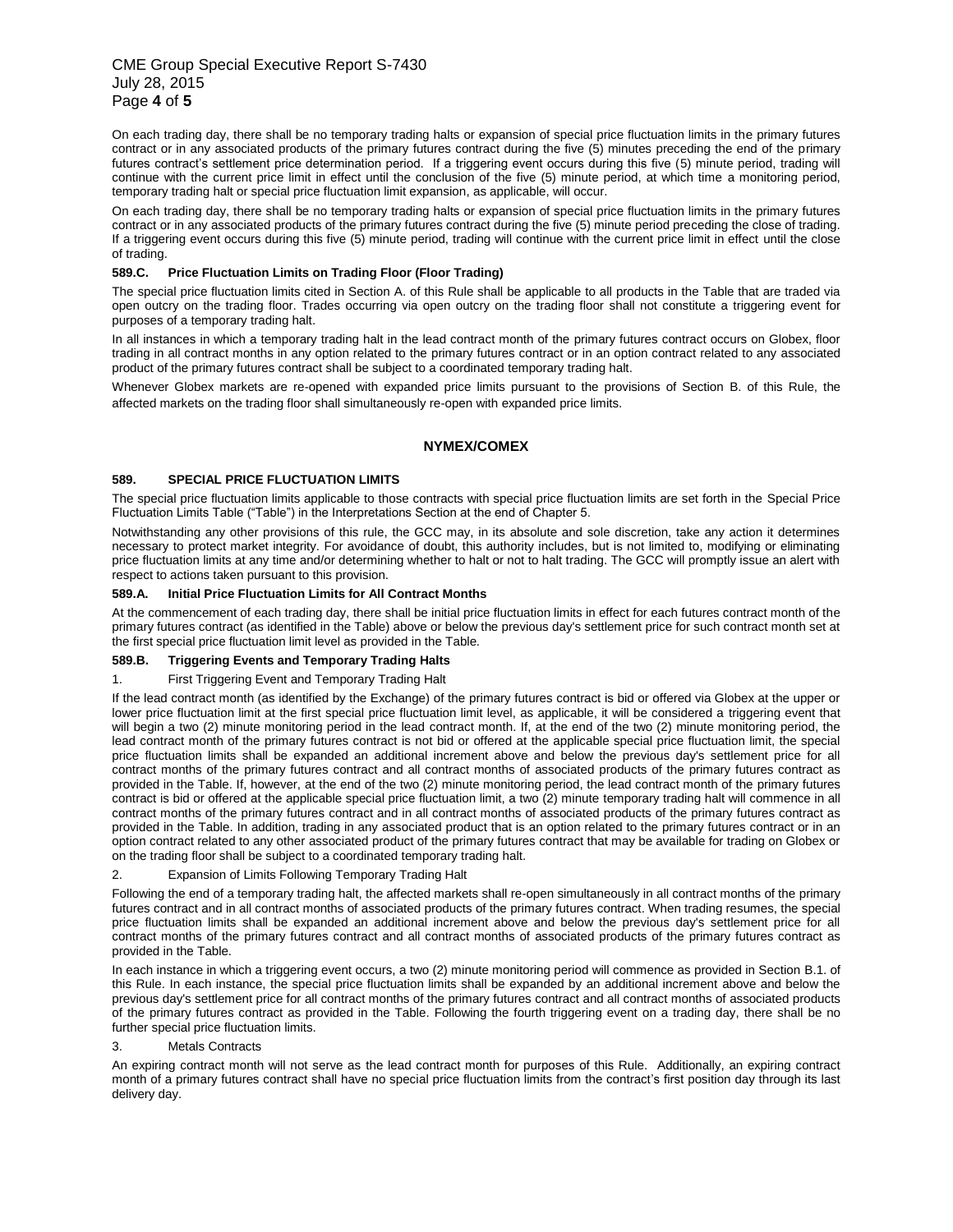On each trading day, there shall be no temporary trading halts or expansion of special price fluctuation limits in the primary futures contract or in any associated products of the primary futures contract during the five (5) minutes preceding the end of the primary futures contract's settlement price determination period. If a triggering event occurs during this five (5) minute period, trading will continue with the current price limit in effect until the conclusion of the five (5) minute period, at which time a monitoring period, temporary trading halt or special price fluctuation limit expansion, as applicable, will occur.

On each trading day, there shall be no temporary trading halts or expansion of special price fluctuation limits in the primary futures contract or in any associated products of the primary futures contract during the five (5) minute period preceding the close of trading. If a triggering event occurs during this five (5) minute period, trading will continue with the current price limit in effect until the close of trading.

**589.C. Price Fluctuation Limits on Trading Floor (Floor Trading)**

The special price fluctuation limits cited in Section A. of this Rule shall be applicable to all products in the Table that are traded via open outcry on the trading floor. Trades occurring via open outcry on the trading floor shall not constitute a triggering event for purposes of a temporary trading halt.

In all instances in which a temporary trading halt in the lead contract month of the primary futures contract occurs on Globex, floor trading in all contract months in any option related to the primary futures contract or in an option contract related to any associated product of the primary futures contract shall be subject to a coordinated temporary trading halt.

Whenever Globex markets are re-opened with expanded price limits pursuant to the provisions of Section B. of this Rule, the affected markets on the trading floor shall simultaneously re-open with expanded price limits.

## NYMEX/COMEX

**589. SPECIAL PRICE FLUCTUATION LIMITS**

The special price fluctuation limits applicable to those contracts with special price fluctuation limits are set forth in the Special Price Fluctuation Limits Table ("Table") in the Interpretations Section at the end of Chapter 5.

Notwithstanding any other provisions of this rule, the GCC may, in its absolute and sole discretion, take any action it determines necessary to protect market integrity. For avoidance of doubt, this authority includes, but is not limited to, modifying or eliminating price fluctuation limits at any time and/or determining whether to halt or not to halt trading. The GCC will promptly issue an alert with respect to actions taken pursuant to this provision.

**589.A. Initial Price Fluctuation Limits for All Contract Months**

At the commencement of each trading day, there shall be initial price fluctuation limits in effect for each futures contract month of the primary futures contract (as identified in the Table) above or below the previous day's settlement price for such contract month set at the first special price fluctuation limit level as provided in the Table.

**589.B. Triggering Events and Temporary Trading Halts**

1. First Triggering Event and Temporary Trading Halt

If the lead contract month (as identified by the Exchange) of the primary futures contract is bid or offered via Globex at the upper or lower price fluctuation limit at the first special price fluctuation limit level, as applicable, it will be considered a triggering event that will begin a two (2) minute monitoring period in the lead contract month. If, at the end of the two (2) minute monitoring period, the lead contract month of the primary futures contract is not bid or offered at the applicable special price fluctuation limit, the special price fluctuation limits shall be expanded an additional increment above and below the previous day's settlement price for all contract months of the primary futures contract and all contract months of associated products of the primary futures contract as provided in the Table. If, however, at the end of the two (2) minute monitoring period, the lead contract month of the primary futures contract is bid or offered at the applicable special price fluctuation limit, a two (2) minute temporary trading halt will commence in all contract months of the primary futures contract and in all contract months of associated products of the primary futures contract as provided in the Table. In addition, trading in any associated product that is an option related to the primary futures contract or in an option contract related to any other associated product of the primary futures contract that may be available for trading on Globex or on the trading floor shall be subject to a coordinated temporary trading halt.

2. Expansion of Limits Following Temporary Trading Halt

Following the end of a temporary trading halt, the affected markets shall re-open simultaneously in all contract months of the primary futures contract and in all contract months of associated products of the primary futures contract. When trading resumes, the special price fluctuation limits shall be expanded an additional increment above and below the previous day's settlement price for all contract months of the primary futures contract and all contract months of associated products of the primary futures contract as provided in the Table.

In each instance in which a triggering event occurs, a two (2) minute monitoring period will commence as provided in Section B.1. of this Rule. In each instance, the special price fluctuation limits shall be expanded by an additional increment above and below the previous day's settlement price for all contract months of the primary futures contract and all contract months of associated products of the primary futures contract as provided in the Table. Following the fourth triggering event on a trading day, there shall be no further special price fluctuation limits.

3. Metals Contracts

An expiring contract month will not serve as the lead contract month for purposes of this Rule. Additionally, an expiring contract month of a primary futures contract shall have no special price fluctuation limits from the contract's first position day through its last delivery day.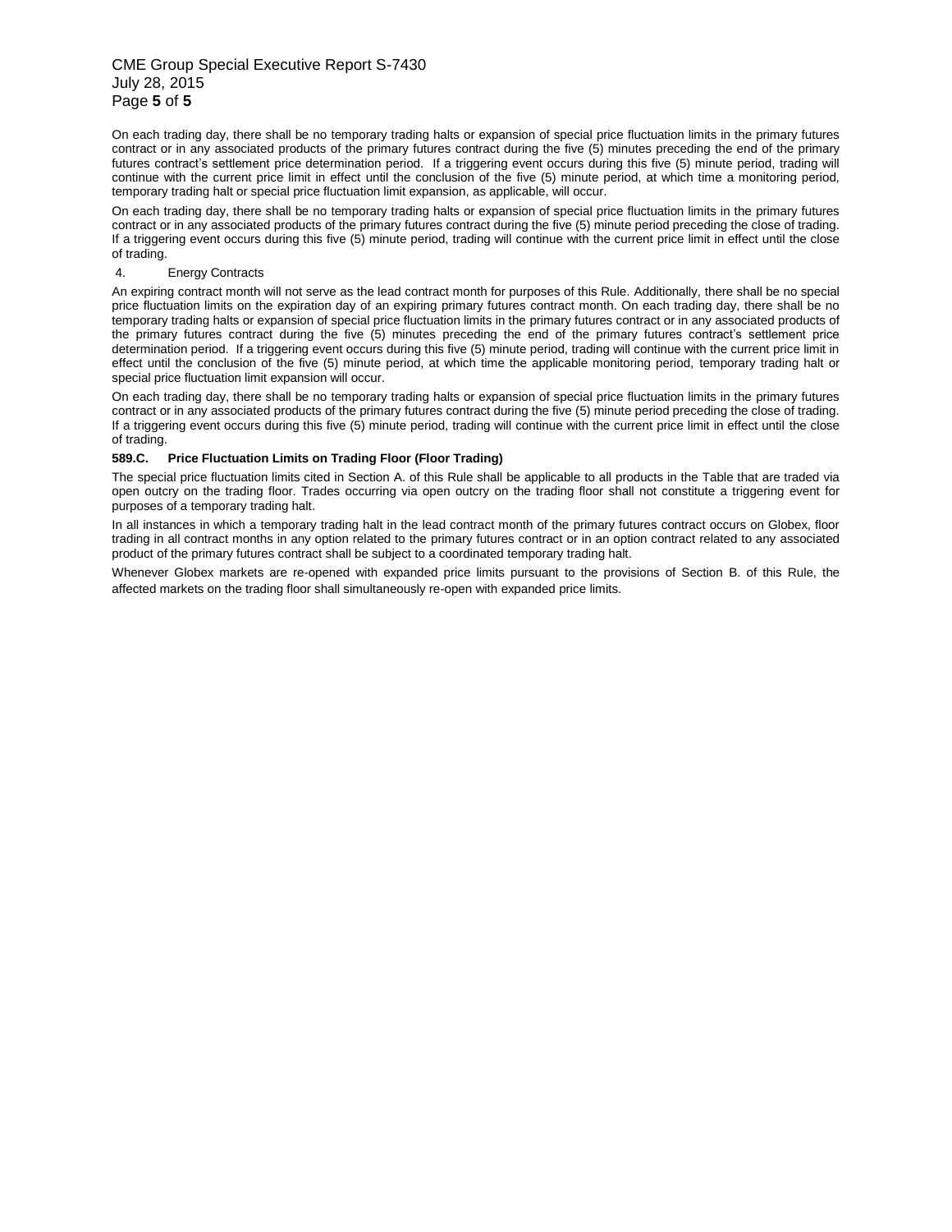On each trading day, there shall be no temporary trading halts or expansion of special price fluctuation limits in the primary futures contract or in any associated products of the primary futures contract during the five (5) minutes preceding the end of the primary futures contract's settlement price determination period. If a triggering event occurs during this five (5) minute period, trading will continue with the current price limit in effect until the conclusion of the five (5) minute period, at which time a monitoring period, temporary trading halt or special price fluctuation limit expansion, as applicable, will occur.

On each trading day, there shall be no temporary trading halts or expansion of special price fluctuation limits in the primary futures contract or in any associated products of the primary futures contract during the five (5) minute period preceding the close of trading. If a triggering event occurs during this five (5) minute period, trading will continue with the current price limit in effect until the close of trading.

4. Energy Contracts

An expiring contract month will not serve as the lead contract month for purposes of this Rule. Additionally, there shall be no special price fluctuation limits on the expiration day of an expiring primary futures contract month. On each trading day, there shall be no temporary trading halts or expansion of special price fluctuation limits in the primary futures contract or in any associated products of the primary futures contract during the five (5) minutes preceding the end of the primary futures contract's settlement price determination period. If a triggering event occurs during this five (5) minute period, trading will continue with the current price limit in effect until the conclusion of the five (5) minute period, at which time the applicable monitoring period, temporary trading halt or special price fluctuation limit expansion will occur.

On each trading day, there shall be no temporary trading halts or expansion of special price fluctuation limits in the primary futures contract or in any associated products of the primary futures contract during the five (5) minute period preceding the close of trading. If a triggering event occurs during this five (5) minute period, trading will continue with the current price limit in effect until the close of trading.

**589.C. Price Fluctuation Limits on Trading Floor (Floor Trading)**

The special price fluctuation limits cited in Section A. of this Rule shall be applicable to all products in the Table that are traded via open outcry on the trading floor. Trades occurring via open outcry on the trading floor shall not constitute a triggering event for purposes of a temporary trading halt.

In all instances in which a temporary trading halt in the lead contract month of the primary futures contract occurs on Globex, floor trading in all contract months in any option related to the primary futures contract or in an option contract related to any associated product of the primary futures contract shall be subject to a coordinated temporary trading halt.

Whenever Globex markets are re-opened with expanded price limits pursuant to the provisions of Section B. of this Rule, the affected markets on the trading floor shall simultaneously re-open with expanded price limits.